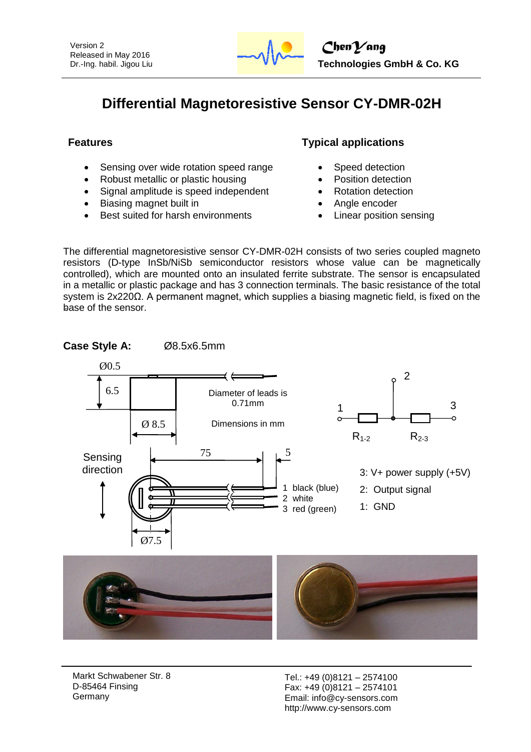Version 2
Released in May 2016
Dr.-Ing. habil. Jigou Liu

**ChenYang Technologies GmbH & Co. KG**

# Differential Magnetoresistive Sensor CY-DMR-02H

## Features

- Sensing over wide rotation speed range
- Robust metallic or plastic housing
- Signal amplitude is speed independent
- Biasing magnet built in
- Best suited for harsh environments

## Typical applications

- Speed detection
- Position detection
- Rotation detection
- Angle encoder
- Linear position sensing

The differential magnetoresistive sensor CY-DMR-02H consists of two series coupled magneto resistors (D-type InSb/NiSb semiconductor resistors whose value can be magnetically controlled), which are mounted onto an insulated ferrite substrate. The sensor is encapsulated in a metallic or plastic package and has 3 connection terminals. The basic resistance of the total system is 2x220Ω. A permanent magnet, which supplies a biasing magnetic field, is fixed on the base of the sensor.

**Case Style A:** Ø8.5x6.5mm

Ø0.5

6.5

Ø 8.5

Diameter of leads is 0.71mm

Dimensions in mm

Sensing direction

75

5

1 black (blue)
2 white
3 red (green)

Ø7.5

1, 2, 3

$R_{1-2}$ $R_{2-3}$

3: V+ power supply (+5V)
2: Output signal
1: GND

Markt Schwabener Str. 8
D-85464 Finsing
Germany

Tel.: +49 (0)8121 – 2574100
Fax: +49 (0)8121 – 2574101
Email: info@cy-sensors.com
http://www.cy-sensors.com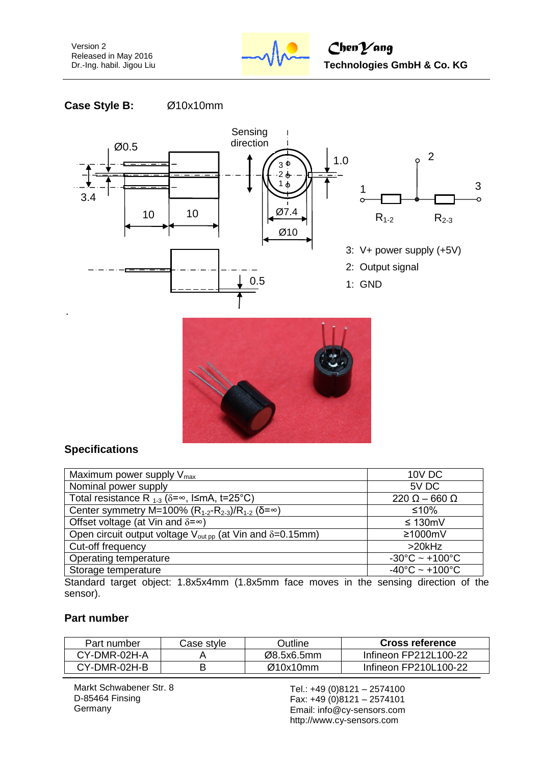**Case Style B:** Ø10x10mm

3: V+ power supply (+5V)

2: Output signal

1: GND

## Specifications

| | |
|---|---|
| Maximum power supply $V_{max}$ | 10V DC |
| Nominal power supply | 5V DC |
| Total resistance $R_{1\text{-}3}$ ($\delta=\infty$, I≤mA, t=25°C) | 220 Ω – 660 Ω |
| Center symmetry M=100% ($R_{1\text{-}2}$-$R_{2\text{-}3}$)/$R_{1\text{-}2}$ ($\delta=\infty$) | ≤10% |
| Offset voltage (at Vin and $\delta=\infty$) | ≤ 130mV |
| Open circuit output voltage $V_{out\ pp}$ (at Vin and $\delta$=0.15mm) | ≥1000mV |
| Cut-off frequency | >20kHz |
| Operating temperature | -30°C ~ +100°C |
| Storage temperature | -40°C ~ +100°C |

Standard target object: 1.8x5x4mm (1.8x5mm face moves in the sensing direction of the sensor).

## Part number

| Part number | Case style | Outline | **Cross reference** |
|---|---|---|---|
| CY-DMR-02H-A | A | Ø8.5x6.5mm | Infineon FP212L100-22 |
| CY-DMR-02H-B | B | Ø10x10mm | Infineon FP210L100-22 |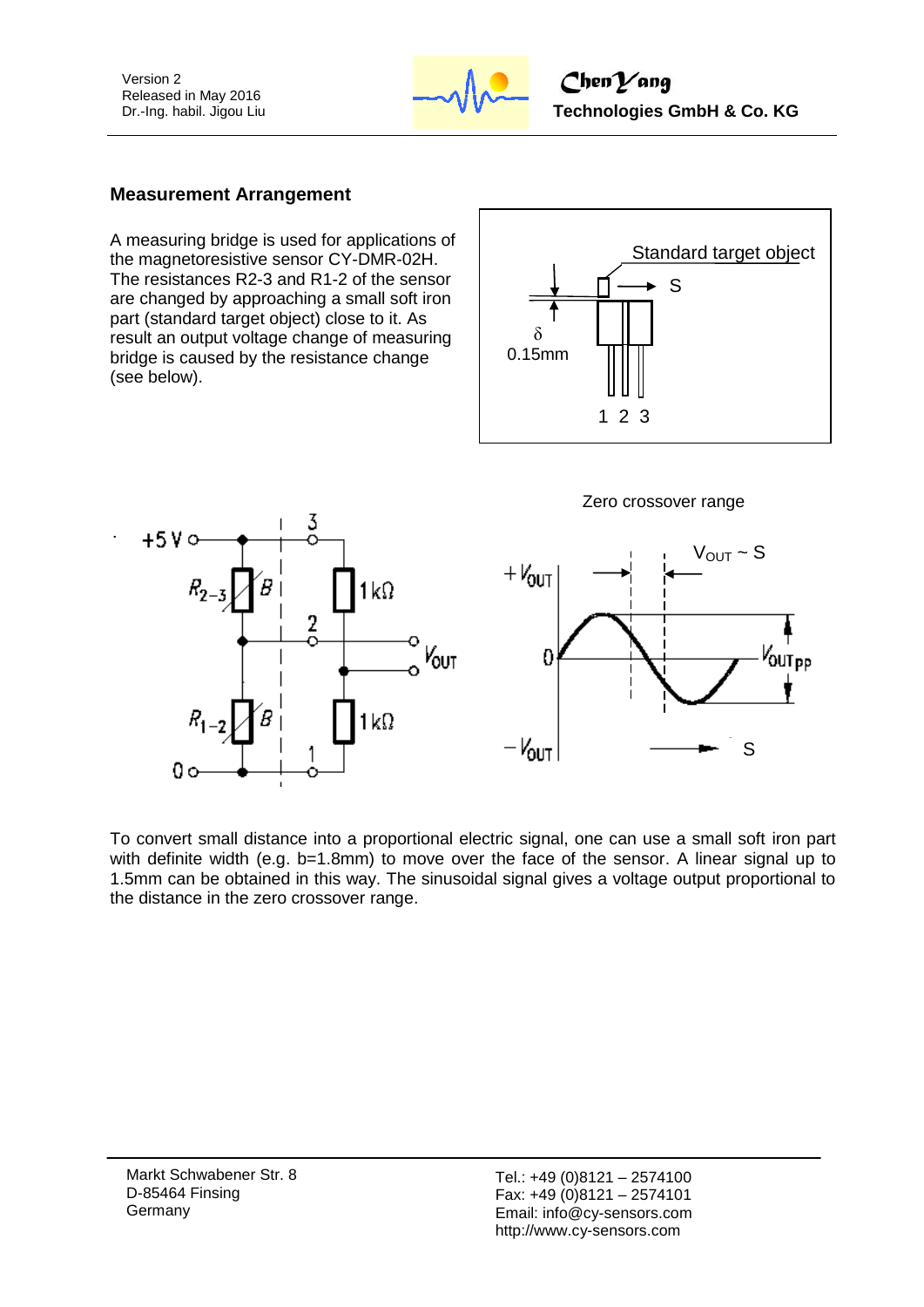## Measurement Arrangement

A measuring bridge is used for applications of the magnetoresistive sensor CY-DMR-02H. The resistances R2-3 and R1-2 of the sensor are changed by approaching a small soft iron part (standard target object) close to it. As result an output voltage change of measuring bridge is caused by the resistance change (see below).

Standard target object

S

δ

0.15mm

1 2 3

Zero crossover range

+5 V

3

$R_{2-3}$

B

1 kΩ

2

$V_{OUT}$

$R_{1-2}$

B

1 kΩ

0

1

$V_{OUT} \sim S$

$+V_{OUT}$

0

$V_{OUT\,pp}$

$-V_{OUT}$

S

To convert small distance into a proportional electric signal, one can use a small soft iron part with definite width (e.g. b=1.8mm) to move over the face of the sensor. A linear signal up to 1.5mm can be obtained in this way. The sinusoidal signal gives a voltage output proportional to the distance in the zero crossover range.